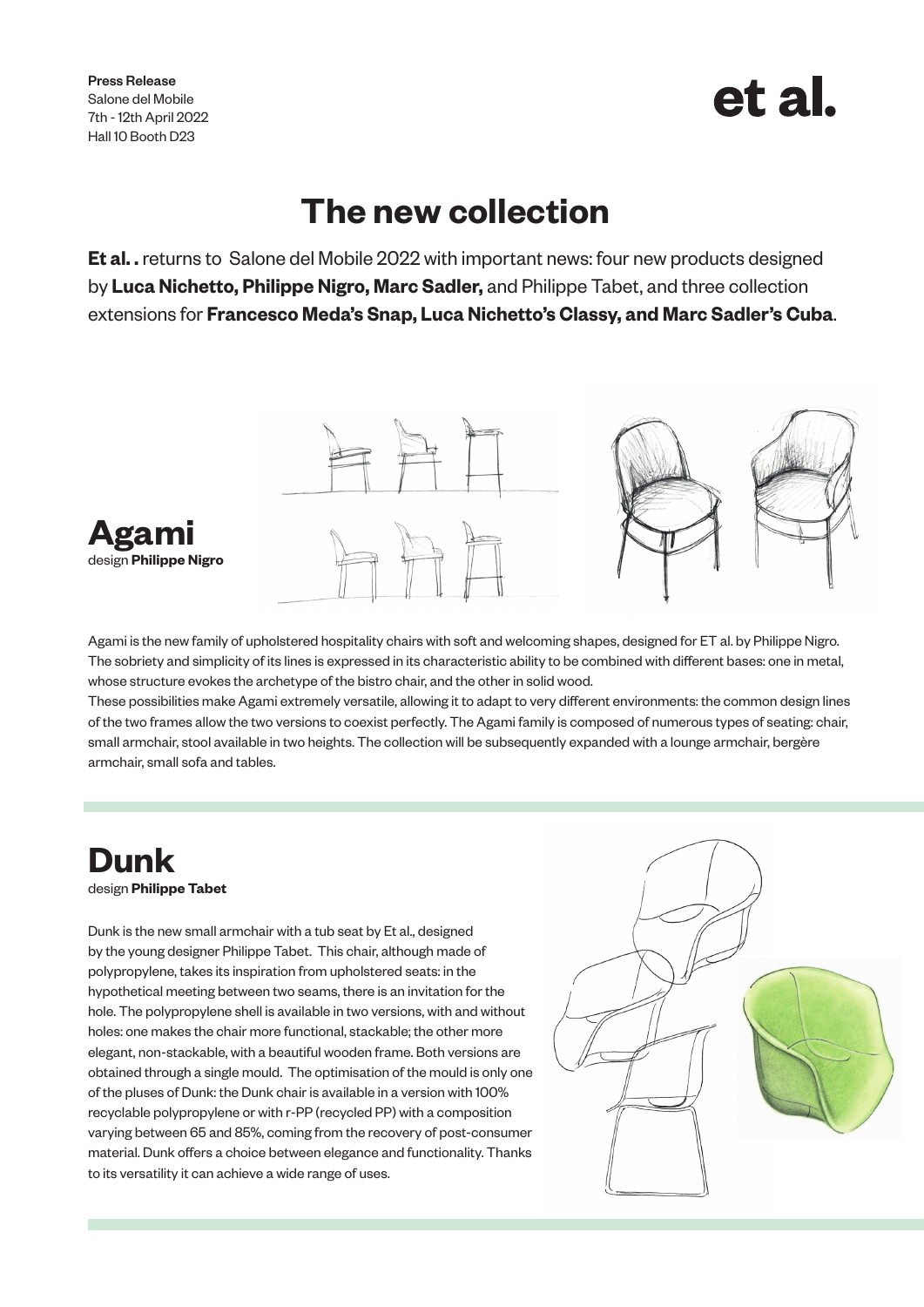**Press Release**
Salone del Mobile
7th - 12th April 2022
Hall 10 Booth D23

et al.

# The new collection

**Et al. .** returns to Salone del Mobile 2022 with important news: four new products designed by **Luca Nichetto, Philippe Nigro, Marc Sadler,** and Philippe Tabet, and three collection extensions for **Francesco Meda's Snap, Luca Nichetto's Classy, and Marc Sadler's Cuba**.

## Agami

design **Philippe Nigro**

Agami is the new family of upholstered hospitality chairs with soft and welcoming shapes, designed for ET al. by Philippe Nigro. The sobriety and simplicity of its lines is expressed in its characteristic ability to be combined with different bases: one in metal, whose structure evokes the archetype of the bistro chair, and the other in solid wood.

These possibilities make Agami extremely versatile, allowing it to adapt to very different environments: the common design lines of the two frames allow the two versions to coexist perfectly. The Agami family is composed of numerous types of seating: chair, small armchair, stool available in two heights. The collection will be subsequently expanded with a lounge armchair, bergère armchair, small sofa and tables.

## Dunk

design **Philippe Tabet**

Dunk is the new small armchair with a tub seat by Et al., designed by the young designer Philippe Tabet. This chair, although made of polypropylene, takes its inspiration from upholstered seats: in the hypothetical meeting between two seams, there is an invitation for the hole. The polypropylene shell is available in two versions, with and without holes: one makes the chair more functional, stackable; the other more elegant, non-stackable, with a beautiful wooden frame. Both versions are obtained through a single mould. The optimisation of the mould is only one of the pluses of Dunk: the Dunk chair is available in a version with 100% recyclable polypropylene or with r-PP (recycled PP) with a composition varying between 65 and 85%, coming from the recovery of post-consumer material. Dunk offers a choice between elegance and functionality. Thanks to its versatility it can achieve a wide range of uses.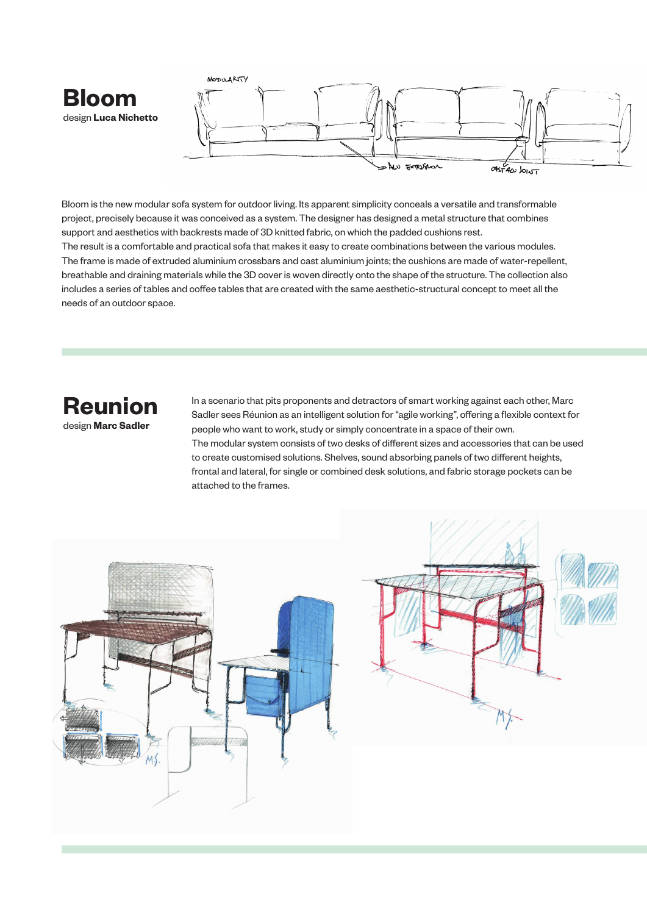# Bloom

design **Luca Nichetto**

Bloom is the new modular sofa system for outdoor living. Its apparent simplicity conceals a versatile and transformable project, precisely because it was conceived as a system. The designer has designed a metal structure that combines support and aesthetics with backrests made of 3D knitted fabric, on which the padded cushions rest.
The result is a comfortable and practical sofa that makes it easy to create combinations between the various modules. The frame is made of extruded aluminium crossbars and cast aluminium joints; the cushions are made of water-repellent, breathable and draining materials while the 3D cover is woven directly onto the shape of the structure. The collection also includes a series of tables and coffee tables that are created with the same aesthetic-structural concept to meet all the needs of an outdoor space.

# Reunion

design **Marc Sadler**

In a scenario that pits proponents and detractors of smart working against each other, Marc Sadler sees Réunion as an intelligent solution for “agile working”, offering a flexible context for people who want to work, study or simply concentrate in a space of their own.
The modular system consists of two desks of different sizes and accessories that can be used to create customised solutions. Shelves, sound absorbing panels of two different heights, frontal and lateral, for single or combined desk solutions, and fabric storage pockets can be attached to the frames.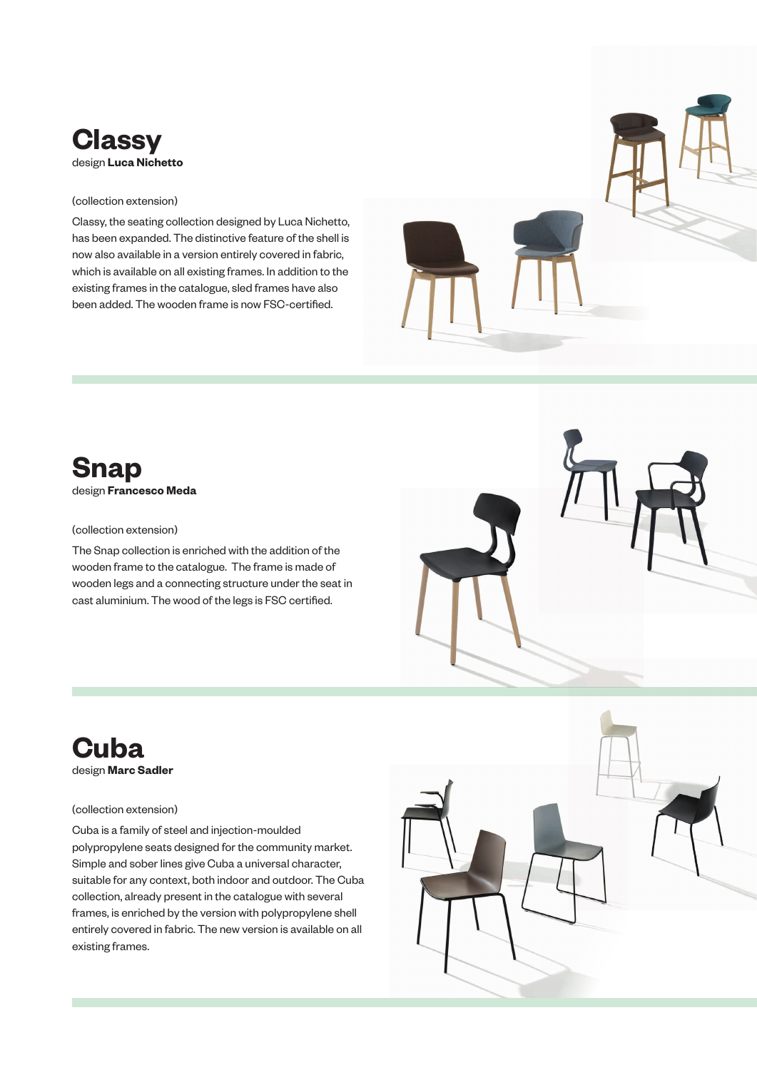# Classy

design **Luca Nichetto**

(collection extension)

Classy, the seating collection designed by Luca Nichetto, has been expanded. The distinctive feature of the shell is now also available in a version entirely covered in fabric, which is available on all existing frames. In addition to the existing frames in the catalogue, sled frames have also been added. The wooden frame is now FSC-certified.

# Snap

design **Francesco Meda**

(collection extension)

The Snap collection is enriched with the addition of the wooden frame to the catalogue. The frame is made of wooden legs and a connecting structure under the seat in cast aluminium. The wood of the legs is FSC certified.

# Cuba

design **Marc Sadler**

(collection extension)

Cuba is a family of steel and injection-moulded polypropylene seats designed for the community market. Simple and sober lines give Cuba a universal character, suitable for any context, both indoor and outdoor. The Cuba collection, already present in the catalogue with several frames, is enriched by the version with polypropylene shell entirely covered in fabric. The new version is available on all existing frames.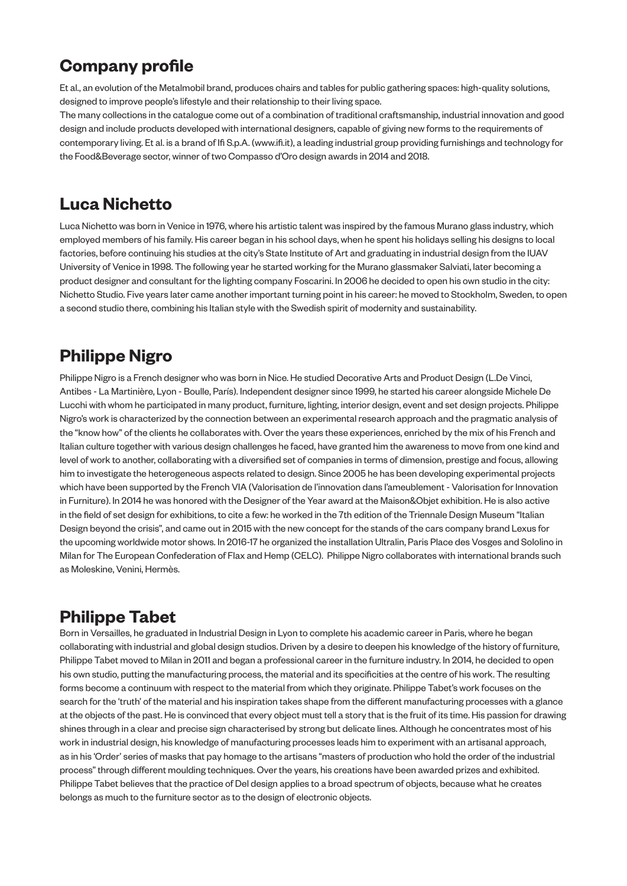## Company profile

Et al., an evolution of the Metalmobil brand, produces chairs and tables for public gathering spaces: high-quality solutions, designed to improve people's lifestyle and their relationship to their living space.
The many collections in the catalogue come out of a combination of traditional craftsmanship, industrial innovation and good design and include products developed with international designers, capable of giving new forms to the requirements of contemporary living. Et al. is a brand of Ifi S.p.A. (www.ifi.it), a leading industrial group providing furnishings and technology for the Food&Beverage sector, winner of two Compasso d'Oro design awards in 2014 and 2018.

## Luca Nichetto

Luca Nichetto was born in Venice in 1976, where his artistic talent was inspired by the famous Murano glass industry, which employed members of his family. His career began in his school days, when he spent his holidays selling his designs to local factories, before continuing his studies at the city's State Institute of Art and graduating in industrial design from the IUAV University of Venice in 1998. The following year he started working for the Murano glassmaker Salviati, later becoming a product designer and consultant for the lighting company Foscarini. In 2006 he decided to open his own studio in the city: Nichetto Studio. Five years later came another important turning point in his career: he moved to Stockholm, Sweden, to open a second studio there, combining his Italian style with the Swedish spirit of modernity and sustainability.

## Philippe Nigro

Philippe Nigro is a French designer who was born in Nice. He studied Decorative Arts and Product Design (L.De Vinci, Antibes - La Martinière, Lyon - Boulle, París). Independent designer since 1999, he started his career alongside Michele De Lucchi with whom he participated in many product, furniture, lighting, interior design, event and set design projects. Philippe Nigro's work is characterized by the connection between an experimental research approach and the pragmatic analysis of the "know how" of the clients he collaborates with. Over the years these experiences, enriched by the mix of his French and Italian culture together with various design challenges he faced, have granted him the awareness to move from one kind and level of work to another, collaborating with a diversified set of companies in terms of dimension, prestige and focus, allowing him to investigate the heterogeneous aspects related to design. Since 2005 he has been developing experimental projects which have been supported by the French VIA (Valorisation de l'innovation dans l'ameublement - Valorisation for Innovation in Furniture). In 2014 he was honored with the Designer of the Year award at the Maison&Objet exhibition. He is also active in the field of set design for exhibitions, to cite a few: he worked in the 7th edition of the Triennale Design Museum "Italian Design beyond the crisis", and came out in 2015 with the new concept for the stands of the cars company brand Lexus for the upcoming worldwide motor shows. In 2016-17 he organized the installation Ultralin, Paris Place des Vosges and Sololino in Milan for The European Confederation of Flax and Hemp (CELC). Philippe Nigro collaborates with international brands such as Moleskine, Venini, Hermès.

## Philippe Tabet

Born in Versailles, he graduated in Industrial Design in Lyon to complete his academic career in Paris, where he began collaborating with industrial and global design studios. Driven by a desire to deepen his knowledge of the history of furniture, Philippe Tabet moved to Milan in 2011 and began a professional career in the furniture industry. In 2014, he decided to open his own studio, putting the manufacturing process, the material and its specificities at the centre of his work. The resulting forms become a continuum with respect to the material from which they originate. Philippe Tabet's work focuses on the search for the 'truth' of the material and his inspiration takes shape from the different manufacturing processes with a glance at the objects of the past. He is convinced that every object must tell a story that is the fruit of its time. His passion for drawing shines through in a clear and precise sign characterised by strong but delicate lines. Although he concentrates most of his work in industrial design, his knowledge of manufacturing processes leads him to experiment with an artisanal approach, as in his 'Order' series of masks that pay homage to the artisans "masters of production who hold the order of the industrial process" through different moulding techniques. Over the years, his creations have been awarded prizes and exhibited. Philippe Tabet believes that the practice of Del design applies to a broad spectrum of objects, because what he creates belongs as much to the furniture sector as to the design of electronic objects.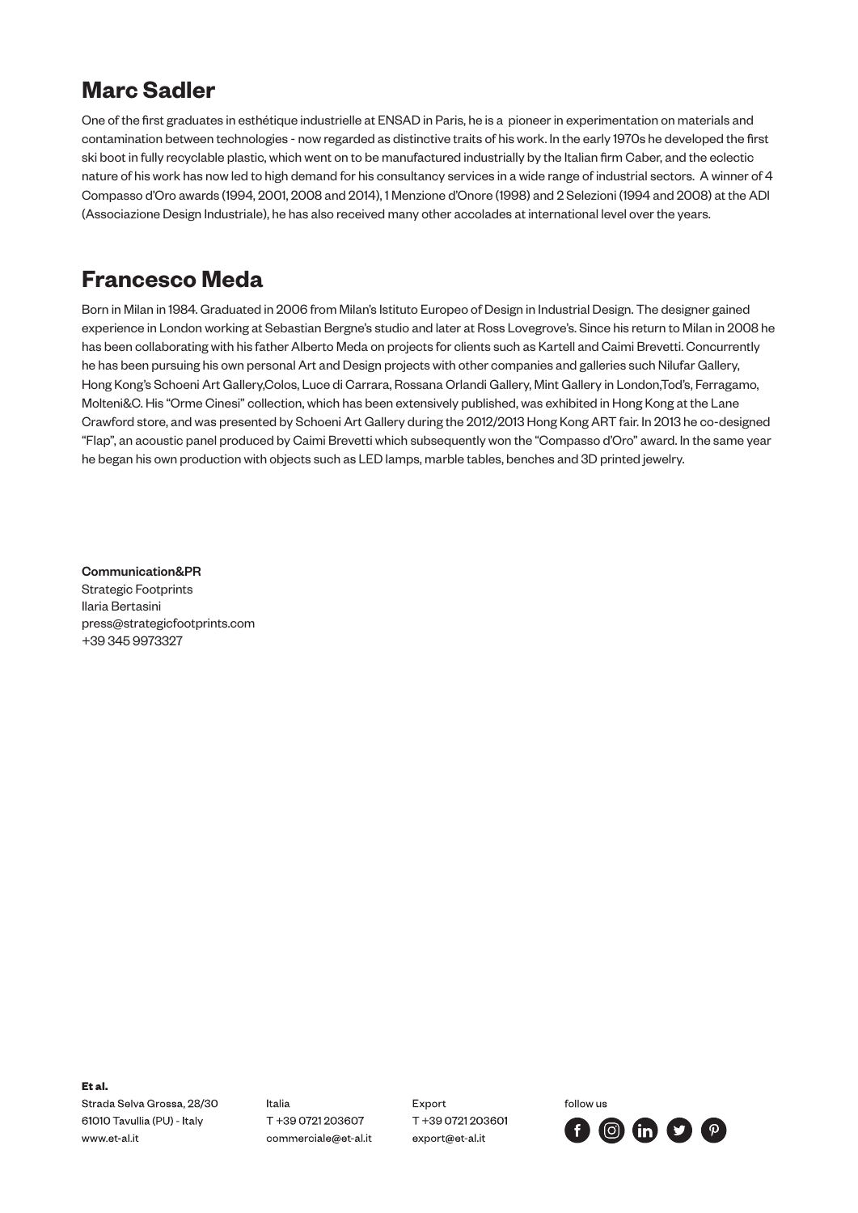## Marc Sadler

One of the first graduates in esthétique industrielle at ENSAD in Paris, he is a pioneer in experimentation on materials and contamination between technologies - now regarded as distinctive traits of his work. In the early 1970s he developed the first ski boot in fully recyclable plastic, which went on to be manufactured industrially by the Italian firm Caber, and the eclectic nature of his work has now led to high demand for his consultancy services in a wide range of industrial sectors. A winner of 4 Compasso d'Oro awards (1994, 2001, 2008 and 2014), 1 Menzione d'Onore (1998) and 2 Selezioni (1994 and 2008) at the ADI (Associazione Design Industriale), he has also received many other accolades at international level over the years.

## Francesco Meda

Born in Milan in 1984. Graduated in 2006 from Milan's Istituto Europeo of Design in Industrial Design. The designer gained experience in London working at Sebastian Bergne's studio and later at Ross Lovegrove's. Since his return to Milan in 2008 he has been collaborating with his father Alberto Meda on projects for clients such as Kartell and Caimi Brevetti. Concurrently he has been pursuing his own personal Art and Design projects with other companies and galleries such Nilufar Gallery, Hong Kong's Schoeni Art Gallery,Colos, Luce di Carrara, Rossana Orlandi Gallery, Mint Gallery in London,Tod's, Ferragamo, Molteni&C. His "Orme Cinesi" collection, which has been extensively published, was exhibited in Hong Kong at the Lane Crawford store, and was presented by Schoeni Art Gallery during the 2012/2013 Hong Kong ART fair. In 2013 he co-designed "Flap", an acoustic panel produced by Caimi Brevetti which subsequently won the "Compasso d'Oro" award. In the same year he began his own production with objects such as LED lamps, marble tables, benches and 3D printed jewelry.

**Communication&PR**
Strategic Footprints
Ilaria Bertasini
press@strategicfootprints.com
+39 345 9973327

**Et al.**
Strada Selva Grossa, 28/30
61010 Tavullia (PU) - Italy
www.et-al.it

Italia
T +39 0721 203607
commerciale@et-al.it

Export
T +39 0721 203601
export@et-al.it

follow us